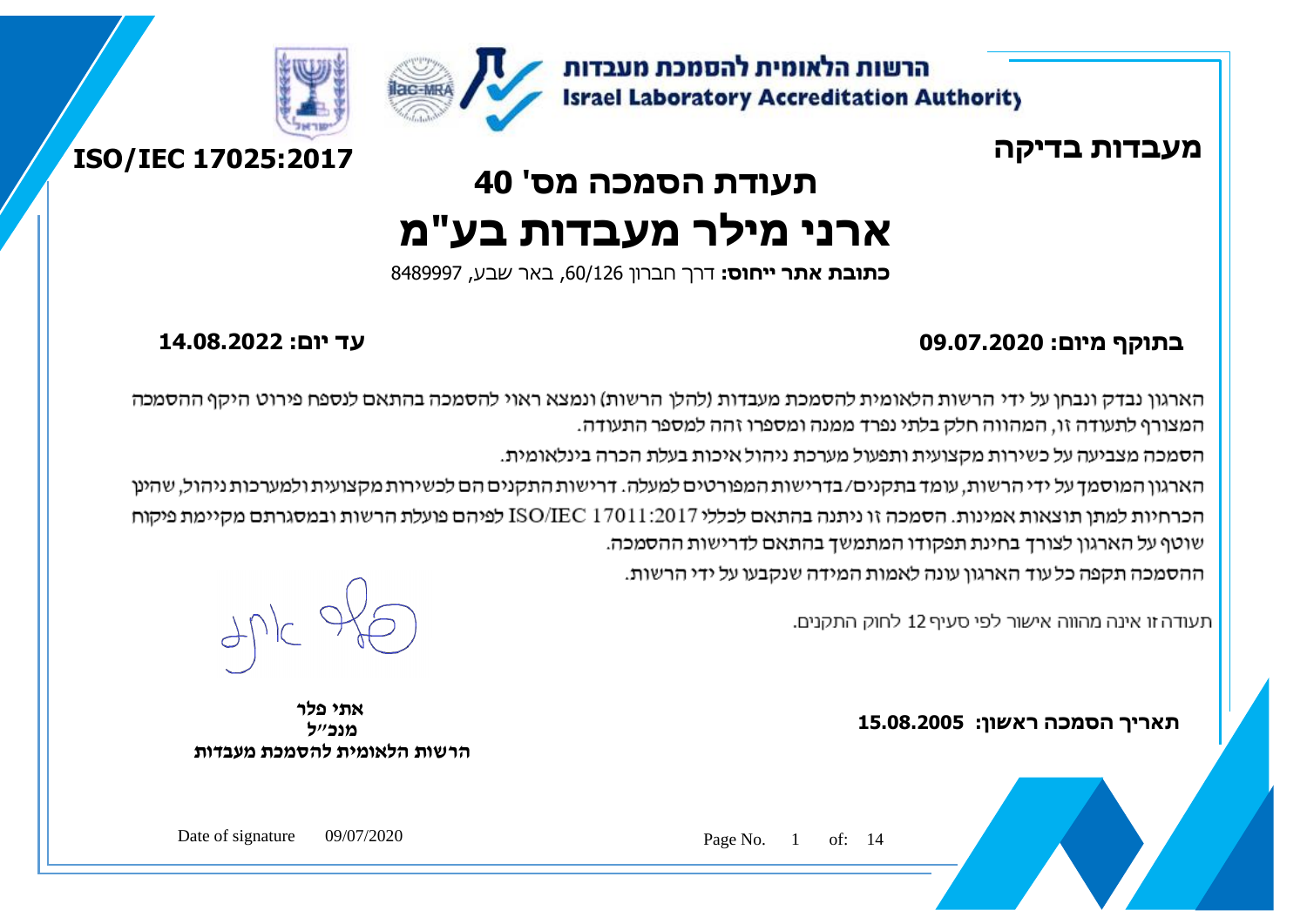הרשות הלאומית להסמכת מעבדות
Israel Laboratory Accreditation Authority

**מעבדות בדיקה**

**ISO/IEC 17025:2017**

# תעודת הסמכה מס' 40

# ארני מילר מעבדות בע"מ

**כתובת אתר ייחוס:** דרך חברון 60/126, באר שבע, 8489997

**בתוקף מיום: 09.07.2020** **עד יום: 14.08.2022**

הארגון נבדק ונבחן על ידי הרשות הלאומית להסמכת מעבדות (להלן הרשות) ונמצא ראוי להסמכה בהתאם לנספח פירוט היקף ההסמכה המצורף לתעודה זו, המהווה חלק בלתי נפרד ממנה ומספרו זהה למספר התעודה.

הסמכה מצביעה על כשירות מקצועית ותפעול מערכת ניהול איכות בעלת הכרה בינלאומית.

הארגון המוסמך על ידי הרשות, עומד בתקנים/בדרישות המפורטים למעלה. דרישות התקנים הם לכשירות מקצועית ולמערכות ניהול, שהינן הכרחיות למתן תוצאות אמינות. הסמכה זו ניתנה בהתאם לכללי ISO/IEC 17011:2017 לפיהם פועלת הרשות ובמסגרתם מקיימת פיקוח שוטף על הארגון לצורך בחינת תפקודו המתמשך בהתאם לדרישות ההסמכה.

ההסמכה תקפה כל עוד הארגון עונה לאמות המידה שנקבעו על ידי הרשות.

תעודה זו אינה מהווה אישור לפי סעיף 12 לחוק התקנים.

**תאריך הסמכה ראשון: 15.08.2005**

**אתי פלר**
**מנכ"ל**
**הרשות הלאומית להסמכת מעבדות**

Date of signature 09/07/2020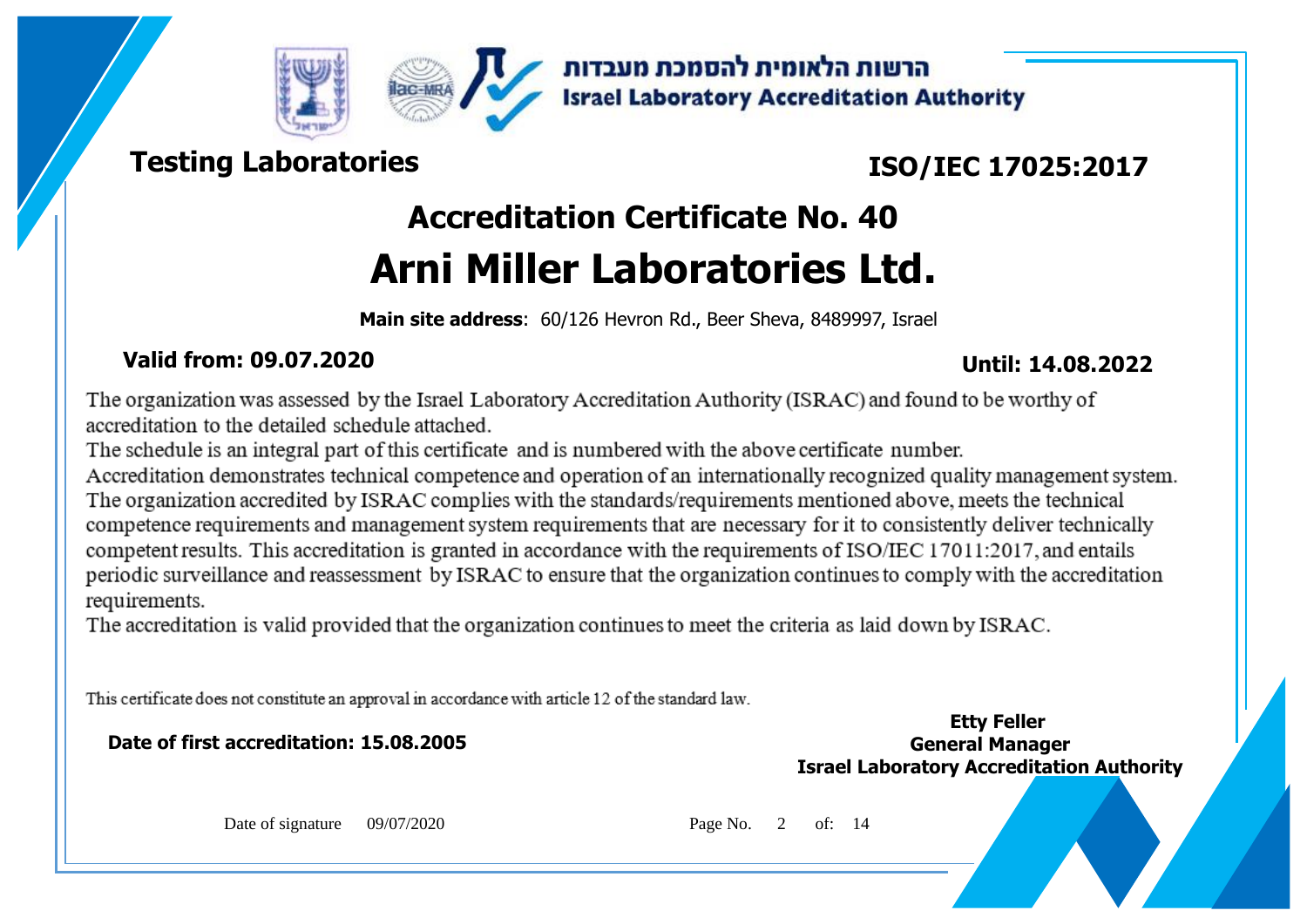הרשות הלאומית להסמכת מעבדות
**Israel Laboratory Accreditation Authority**

**Testing Laboratories**

**ISO/IEC 17025:2017**

# Accreditation Certificate No. 40

# Arni Miller Laboratories Ltd.

**Main site address**: 60/126 Hevron Rd., Beer Sheva, 8489997, Israel

**Valid from: 09.07.2020** **Until: 14.08.2022**

The organization was assessed by the Israel Laboratory Accreditation Authority (ISRAC) and found to be worthy of accreditation to the detailed schedule attached.
The schedule is an integral part of this certificate and is numbered with the above certificate number.
Accreditation demonstrates technical competence and operation of an internationally recognized quality management system.
The organization accredited by ISRAC complies with the standards/requirements mentioned above, meets the technical competence requirements and management system requirements that are necessary for it to consistently deliver technically competent results. This accreditation is granted in accordance with the requirements of ISO/IEC 17011:2017, and entails periodic surveillance and reassessment by ISRAC to ensure that the organization continues to comply with the accreditation requirements.
The accreditation is valid provided that the organization continues to meet the criteria as laid down by ISRAC.

This certificate does not constitute an approval in accordance with article 12 of the standard law.

**Date of first accreditation: 15.08.2005**

**Etty Feller**
**General Manager**
**Israel Laboratory Accreditation Authority**

Date of signature 09/07/2020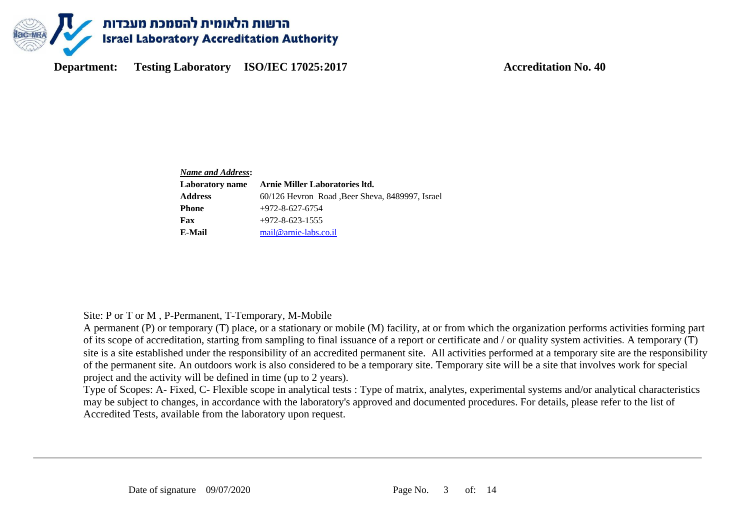**Department:** **Testing Laboratory** **ISO/IEC 17025:2017** **Accreditation No. 40**

***Name and Address*:**

| | |
|---|---|
| **Laboratory name** | **Arnie Miller Laboratories ltd.** |
| **Address** | 60/126 Hevron Road ,Beer Sheva, 8489997, Israel |
| **Phone** | +972-8-627-6754 |
| **Fax** | +972-8-623-1555 |
| **E-Mail** | mail@arnie-labs.co.il |

Site: P or T or M , P-Permanent, T-Temporary, M-Mobile

A permanent (P) or temporary (T) place, or a stationary or mobile (M) facility, at or from which the organization performs activities forming part of its scope of accreditation, starting from sampling to final issuance of a report or certificate and / or quality system activities. A temporary (T) site is a site established under the responsibility of an accredited permanent site. All activities performed at a temporary site are the responsibility of the permanent site. An outdoors work is also considered to be a temporary site. Temporary site will be a site that involves work for special project and the activity will be defined in time (up to 2 years).

Type of Scopes: A- Fixed, C- Flexible scope in analytical tests : Type of matrix, analytes, experimental systems and/or analytical characteristics may be subject to changes, in accordance with the laboratory's approved and documented procedures. For details, please refer to the list of Accredited Tests, available from the laboratory upon request.

Date of signature 09/07/2020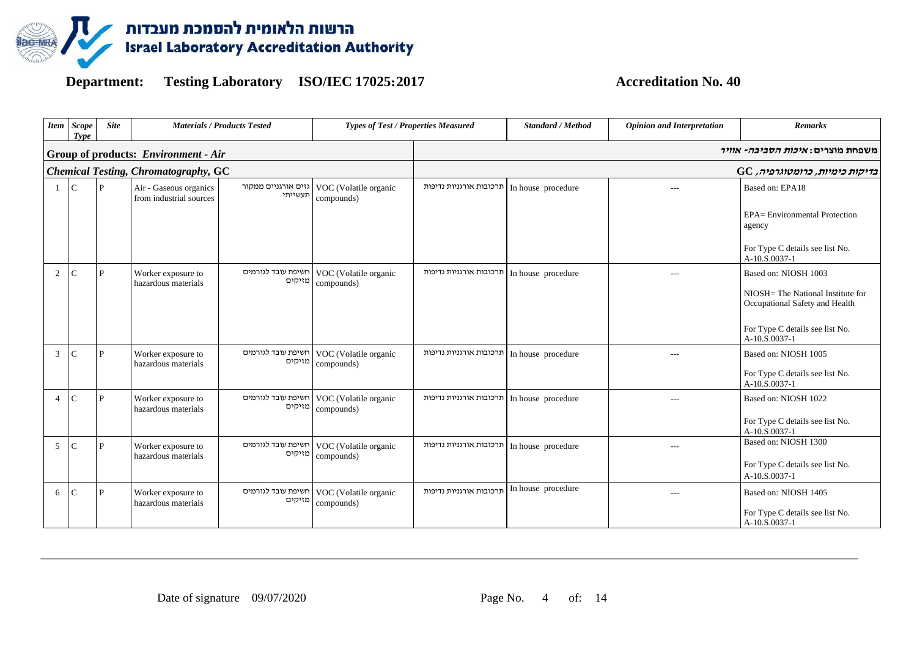# הרשות הלאומית להסמכת מעבדות
# Israel Laboratory Accreditation Authority

**Department: Testing Laboratory ISO/IEC 17025:2017 Accreditation No. 40**

| *Item* | *Scope Type* | *Site* | *Materials / Products Tested* | | *Types of Test / Properties Measured* | | *Standard / Method* | *Opinion and Interpretation* | *Remarks* |
|---|---|---|---|---|---|---|---|---|---|
| **Group of products: *Environment - Air*** | | | | | | | | | ***משפחת מוצרים: איכות הסביבה- אוויר*** |
| ***Chemical Testing, Chromatography,* GC** | | | | | | | | | ***בדיקות כימיות, כרומטוגרפיה,* GC** |
| 1 | C | P | Air - Gaseous organics from industrial sources | גזים אורגניים ממקור תעשייתי | VOC (Volatile organic compounds) | תרכובות אורגניות נדיפות | In house procedure | --- | Based on: EPA18<br><br>EPA= Environmental Protection agency<br><br>For Type C details see list No. A-10.S.0037-1 |
| 2 | C | P | Worker exposure to hazardous materials | חשיפת עובד לגורמים מזיקים | VOC (Volatile organic compounds) | תרכובות אורגניות נדיפות | In house procedure | --- | Based on: NIOSH 1003<br><br>NIOSH= The National Institute for Occupational Safety and Health<br><br>For Type C details see list No. A-10.S.0037-1 |
| 3 | C | P | Worker exposure to hazardous materials | חשיפת עובד לגורמים מזיקים | VOC (Volatile organic compounds) | תרכובות אורגניות נדיפות | In house procedure | --- | Based on: NIOSH 1005<br><br>For Type C details see list No. A-10.S.0037-1 |
| 4 | C | P | Worker exposure to hazardous materials | חשיפת עובד לגורמים מזיקים | VOC (Volatile organic compounds) | תרכובות אורגניות נדיפות | In house procedure | --- | Based on: NIOSH 1022<br><br>For Type C details see list No. A-10.S.0037-1 |
| 5 | C | P | Worker exposure to hazardous materials | חשיפת עובד לגורמים מזיקים | VOC (Volatile organic compounds) | תרכובות אורגניות נדיפות | In house procedure | --- | Based on: NIOSH 1300<br><br>For Type C details see list No. A-10.S.0037-1 |
| 6 | C | P | Worker exposure to hazardous materials | חשיפת עובד לגורמים מזיקים | VOC (Volatile organic compounds) | תרכובות אורגניות נדיפות | In house procedure | --- | Based on: NIOSH 1405<br><br>For Type C details see list No. A-10.S.0037-1 |

Date of signature 09/07/2020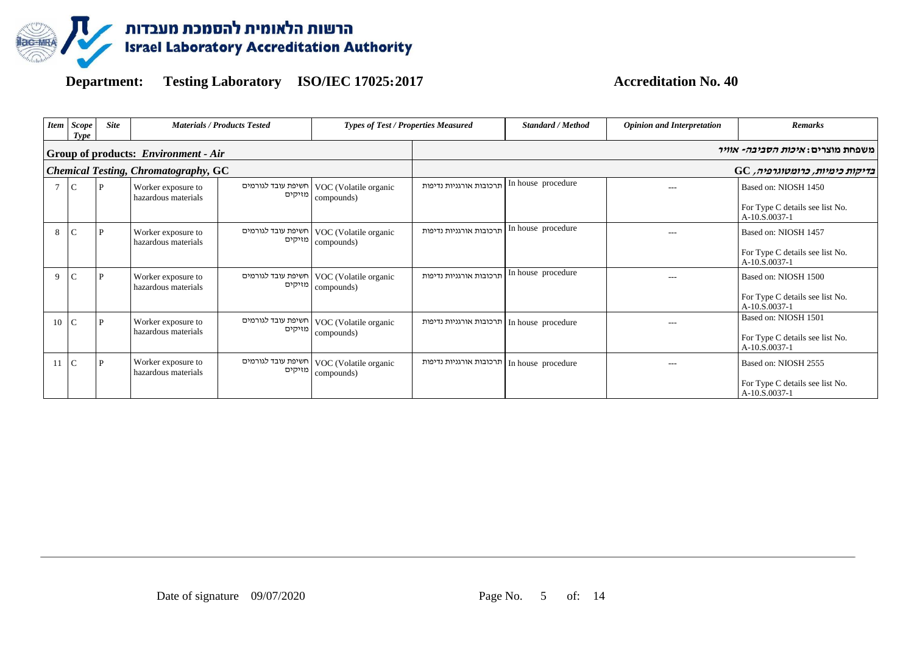# הרשות הלאומית להסמכת מעבדות
# Israel Laboratory Accreditation Authority

**Department:** Testing Laboratory ISO/IEC 17025:2017 **Accreditation No. 40**

| *Item* | *Scope Type* | *Site* | *Materials / Products Tested* | | *Types of Test / Properties Measured* | | *Standard / Method* | *Opinion and Interpretation* | *Remarks* |
|---|---|---|---|---|---|---|---|---|---|
| **Group of products:** ***Environment - Air*** | | | | | | | | | ***משפחת מוצרים: איכות הסביבה- אוויר*** |
| ***Chemical Testing, Chromatography, GC*** | | | | | | | | | ***בדיקות כימיות, כרומטוגרפיה, GC*** |
| 7 | C | P | Worker exposure to hazardous materials | חשיפת עובד לגורמים מזיקים | VOC (Volatile organic compounds) | תרכובות אורגניות נדיפות | In house procedure | --- | Based on: NIOSH 1450<br>For Type C details see list No. A-10.S.0037-1 |
| 8 | C | P | Worker exposure to hazardous materials | חשיפת עובד לגורמים מזיקים | VOC (Volatile organic compounds) | תרכובות אורגניות נדיפות | In house procedure | --- | Based on: NIOSH 1457<br>For Type C details see list No. A-10.S.0037-1 |
| 9 | C | P | Worker exposure to hazardous materials | חשיפת עובד לגורמים מזיקים | VOC (Volatile organic compounds) | תרכובות אורגניות נדיפות | In house procedure | --- | Based on: NIOSH 1500<br>For Type C details see list No. A-10.S.0037-1 |
| 10 | C | P | Worker exposure to hazardous materials | חשיפת עובד לגורמים מזיקים | VOC (Volatile organic compounds) | תרכובות אורגניות נדיפות | In house procedure | --- | Based on: NIOSH 1501<br>For Type C details see list No. A-10.S.0037-1 |
| 11 | C | P | Worker exposure to hazardous materials | חשיפת עובד לגורמים מזיקים | VOC (Volatile organic compounds) | תרכובות אורגניות נדיפות | In house procedure | --- | Based on: NIOSH 2555<br>For Type C details see list No. A-10.S.0037-1 |

Date of signature 09/07/2020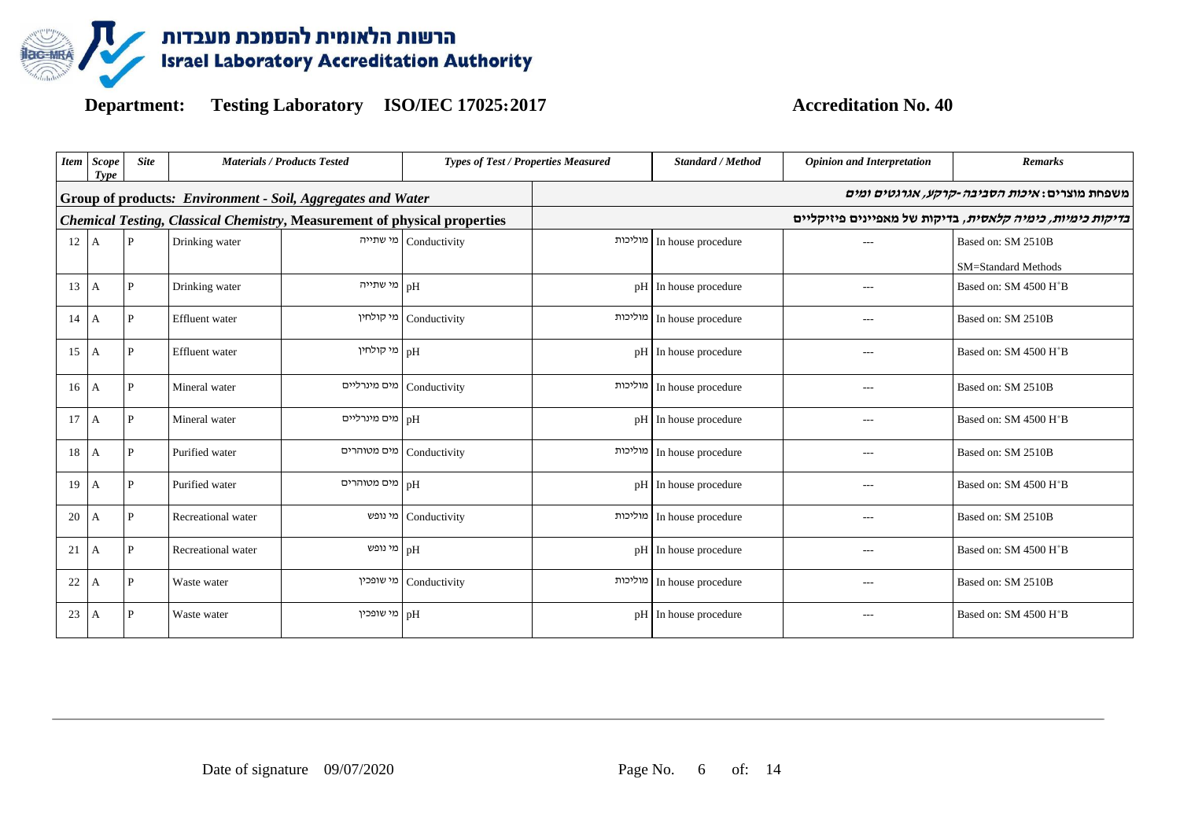# הרשות הלאומית להסמכת מעבדות
# Israel Laboratory Accreditation Authority

**Department: Testing Laboratory ISO/IEC 17025:2017 Accreditation No. 40**

| *Item* | *Scope Type* | *Site* | *Materials / Products Tested* | | *Types of Test / Properties Measured* | | *Standard / Method* | *Opinion and Interpretation* | *Remarks* |
|---|---|---|---|---|---|---|---|---|---|
| **Group of products:** ***Environment - Soil, Aggregates and Water*** | | | | | **משפחת מוצרים:** ***איכות הסביבה-קרקע, אגרגטים ומים*** | | | | |
| ***Chemical Testing, Classical Chemistry,*** ***Measurement of physical properties*** | | | | | ***בדיקות כימיות, כימיה קלאסית, בדיקות של מאפיינים פיזיקליים*** | | | | |
| 12 | A | P | Drinking water | מי שתייה | Conductivity | מוליכות | In house procedure | --- | Based on: SM 2510B<br>SM=Standard Methods |
| 13 | A | P | Drinking water | מי שתייה | pH | pH | In house procedure | --- | Based on: SM 4500 $H^{+}$B |
| 14 | A | P | Effluent water | מי קולחין | Conductivity | מוליכות | In house procedure | --- | Based on: SM 2510B |
| 15 | A | P | Effluent water | מי קולחין | pH | pH | In house procedure | --- | Based on: SM 4500 $H^{+}$B |
| 16 | A | P | Mineral water | מים מינרליים | Conductivity | מוליכות | In house procedure | --- | Based on: SM 2510B |
| 17 | A | P | Mineral water | מים מינרליים | pH | pH | In house procedure | --- | Based on: SM 4500 $H^{+}$B |
| 18 | A | P | Purified water | מים מטוהרים | Conductivity | מוליכות | In house procedure | --- | Based on: SM 2510B |
| 19 | A | P | Purified water | מים מטוהרים | pH | pH | In house procedure | --- | Based on: SM 4500 $H^{+}$B |
| 20 | A | P | Recreational water | מי נופש | Conductivity | מוליכות | In house procedure | --- | Based on: SM 2510B |
| 21 | A | P | Recreational water | מי נופש | pH | pH | In house procedure | --- | Based on: SM 4500 $H^{+}$B |
| 22 | A | P | Waste water | מי שופכין | Conductivity | מוליכות | In house procedure | --- | Based on: SM 2510B |
| 23 | A | P | Waste water | מי שופכין | pH | pH | In house procedure | --- | Based on: SM 4500 $H^{+}$B |

Date of signature 09/07/2020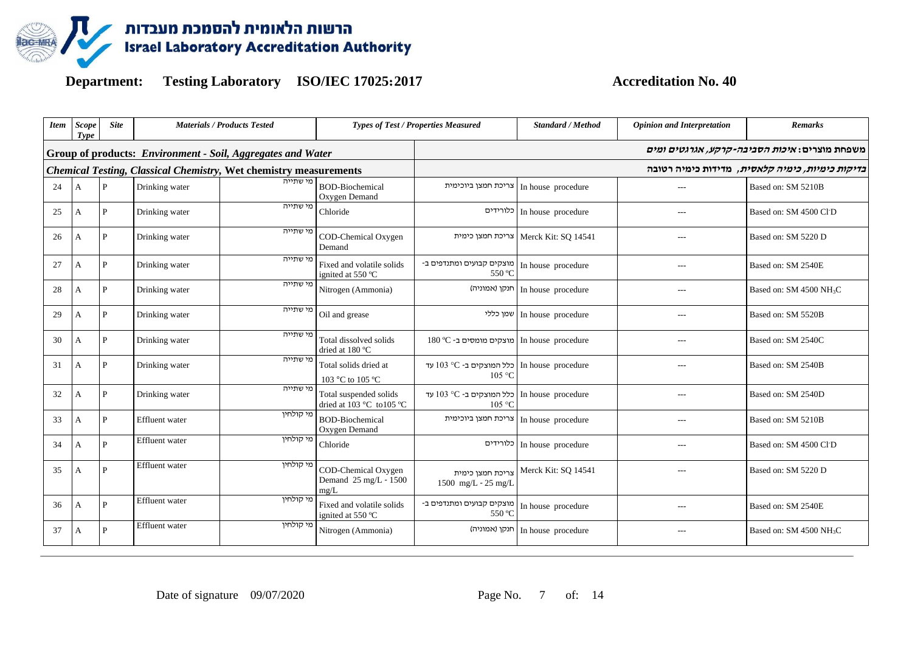**Department: Testing Laboratory ISO/IEC 17025:2017 Accreditation No. 40**

| Item | Scope Type | Site | Materials / Products Tested | | Types of Test / Properties Measured | | Standard / Method | Opinion and Interpretation | Remarks |
|---|---|---|---|---|---|---|---|---|---|
| **Group of products: *Environment - Soil, Aggregates and Water*** | | | | | **משפחת מוצרים: *איכות הסביבה-קרקע, אגרגטים ומים*** | | | | |
| ***Chemical Testing, Classical Chemistry, Wet chemistry measurements*** | | | | | ***בדיקות כימיות, כימיה קלאסית, מדידות כימיה רטובה*** | | | | |
| 24 | A | P | Drinking water | מי שתייה | BOD-Biochemical Oxygen Demand | צריכת חמצן ביוכימית | In house procedure | --- | Based on: SM 5210B |
| 25 | A | P | Drinking water | מי שתייה | Chloride | כלורידים | In house procedure | --- | Based on: SM 4500 $Cl^-$D |
| 26 | A | P | Drinking water | מי שתייה | COD-Chemical Oxygen Demand | צריכת חמצן כימית | Merck Kit: SQ 14541 | --- | Based on: SM 5220 D |
| 27 | A | P | Drinking water | מי שתייה | Fixed and volatile solids ignited at 550 ºC | מוצקים קבועים ומתנדפים ב- 550 ºC | In house procedure | --- | Based on: SM 2540E |
| 28 | A | P | Drinking water | מי שתייה | Nitrogen (Ammonia) | חנקן (אמוניה) | In house procedure | --- | Based on: SM 4500 $NH_3$C |
| 29 | A | P | Drinking water | מי שתייה | Oil and grease | שמן כללי | In house procedure | --- | Based on: SM 5520B |
| 30 | A | P | Drinking water | מי שתייה | Total dissolved solids dried at 180 ºC | מוצקים מומסים ב- 180 ºC | In house procedure | --- | Based on: SM 2540C |
| 31 | A | P | Drinking water | מי שתייה | Total solids dried at 103 °C to 105 ºC | כלל המוצקים ב- 103 °C עד 105 °C | In house procedure | --- | Based on: SM 2540B |
| 32 | A | P | Drinking water | מי שתייה | Total suspended solids dried at 103 °C to105 ºC | כלל המוצקים ב- 103 °C עד 105 °C | In house procedure | --- | Based on: SM 2540D |
| 33 | A | P | Effluent water | מי קולחין | BOD-Biochemical Oxygen Demand | צריכת חמצן ביוכימית | In house procedure | --- | Based on: SM 5210B |
| 34 | A | P | Effluent water | מי קולחין | Chloride | כלורידים | In house procedure | --- | Based on: SM 4500 $Cl^-$D |
| 35 | A | P | Effluent water | מי קולחין | COD-Chemical Oxygen Demand 25 mg/L - 1500 mg/L | צריכת חמצן כימית 1500 mg/L - 25 mg/L | Merck Kit: SQ 14541 | --- | Based on: SM 5220 D |
| 36 | A | P | Effluent water | מי קולחין | Fixed and volatile solids ignited at 550 ºC | מוצקים קבועים ומתנדפים ב- 550 ºC | In house procedure | --- | Based on: SM 2540E |
| 37 | A | P | Effluent water | מי קולחין | Nitrogen (Ammonia) | חנקן (אמוניה) | In house procedure | --- | Based on: SM 4500 $NH_3$C |

Date of signature 09/07/2020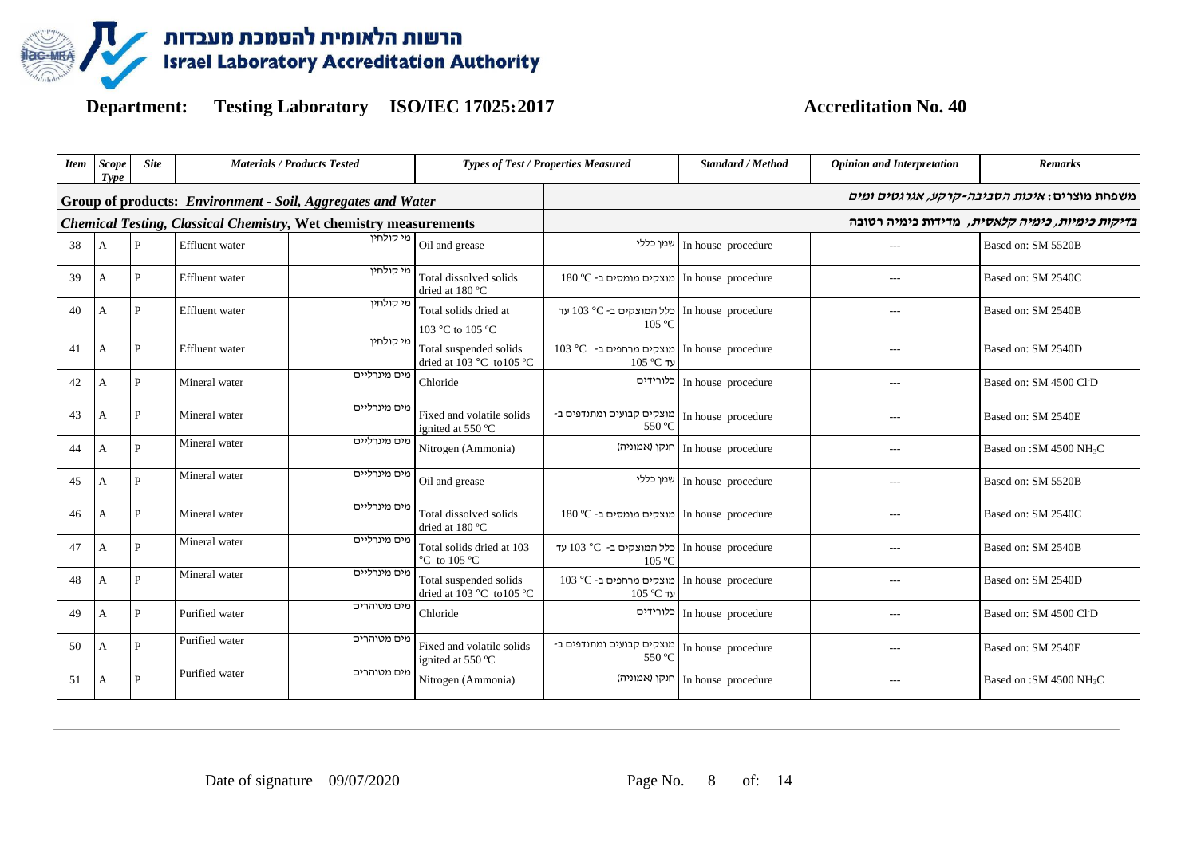# הרשות הלאומית להסמכת מעבדות
# Israel Laboratory Accreditation Authority

**Department:** Testing Laboratory ISO/IEC 17025:2017 **Accreditation No. 40**

| Item | Scope Type | Site | Materials / Products Tested | | Types of Test / Properties Measured | | Standard / Method | Opinion and Interpretation | Remarks |
|---|---|---|---|---|---|---|---|---|---|
| **Group of products: *Environment - Soil, Aggregates and Water*** | | | | | ***משפחת מוצרים: איכות הסביבה-קרקע, אגרגטים ומים*** | | | | |
| ***Chemical Testing, Classical Chemistry, Wet chemistry measurements*** | | | | | ***בדיקות כימיות, כימיה קלאסית, מדידות כימיה רטובה*** | | | | |
| 38 | A | P | Effluent water | מי קולחין | Oil and grease | שמן כללי | In house procedure | --- | Based on: SM 5520B |
| 39 | A | P | Effluent water | מי קולחין | Total dissolved solids dried at 180 ºC | מוצקים מומסים ב- 180 ºC | In house procedure | --- | Based on: SM 2540C |
| 40 | A | P | Effluent water | מי קולחין | Total solids dried at 103 °C to 105 ºC | כלל המוצקים ב- 103 °C עד 105 ºC | In house procedure | --- | Based on: SM 2540B |
| 41 | A | P | Effluent water | מי קולחין | Total suspended solids dried at 103 °C to105 ºC | מוצקים מרחפים ב- 103 °C עד 105 ºC | In house procedure | --- | Based on: SM 2540D |
| 42 | A | P | Mineral water | מים מינרליים | Chloride | כלורידים | In house procedure | --- | Based on: SM 4500 $Cl^-$D |
| 43 | A | P | Mineral water | מים מינרליים | Fixed and volatile solids ignited at 550 ºC | מוצקים קבועים ומתנדפים ב- 550 ºC | In house procedure | --- | Based on: SM 2540E |
| 44 | A | P | Mineral water | מים מינרליים | Nitrogen (Ammonia) | חנקן (אמוניה) | In house procedure | --- | Based on :SM 4500 $NH_3$C |
| 45 | A | P | Mineral water | מים מינרליים | Oil and grease | שמן כללי | In house procedure | --- | Based on: SM 5520B |
| 46 | A | P | Mineral water | מים מינרליים | Total dissolved solids dried at 180 ºC | מוצקים מומסים ב- 180 ºC | In house procedure | --- | Based on: SM 2540C |
| 47 | A | P | Mineral water | מים מינרליים | Total solids dried at 103 °C to 105 ºC | כלל המוצקים ב- 103 °C עד 105 ºC | In house procedure | --- | Based on: SM 2540B |
| 48 | A | P | Mineral water | מים מינרליים | Total suspended solids dried at 103 °C to105 ºC | מוצקים מרחפים ב- 103 °C עד 105 ºC | In house procedure | --- | Based on: SM 2540D |
| 49 | A | P | Purified water | מים מטוהרים | Chloride | כלורידים | In house procedure | --- | Based on: SM 4500 $Cl^-$D |
| 50 | A | P | Purified water | מים מטוהרים | Fixed and volatile solids ignited at 550 ºC | מוצקים קבועים ומתנדפים ב- 550 ºC | In house procedure | --- | Based on: SM 2540E |
| 51 | A | P | Purified water | מים מטוהרים | Nitrogen (Ammonia) | חנקן (אמוניה) | In house procedure | --- | Based on :SM 4500 $NH_3$C |

Date of signature 09/07/2020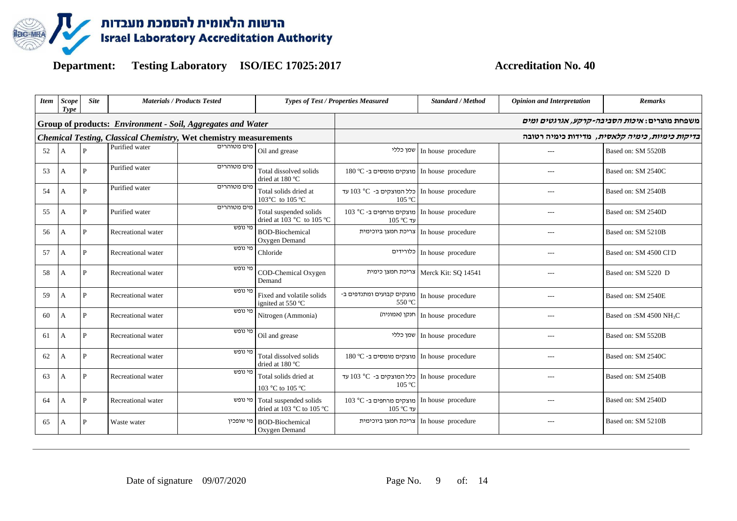# הרשות הלאומית להסמכת מעבדות
# Israel Laboratory Accreditation Authority

**Department:** Testing Laboratory **ISO/IEC 17025:2017** **Accreditation No. 40**

| Item | Scope Type | Site | Materials / Products Tested | | Types of Test / Properties Measured | | Standard / Method | Opinion and Interpretation | Remarks |
|---|---|---|---|---|---|---|---|---|---|
| **Group of products:** *Environment - Soil, Aggregates and Water* | | | | | | | | | **משפחת מוצרים:** *איכות הסביבה-קרקע, אגרגטים ומים* |
| *Chemical Testing, Classical Chemistry, Wet chemistry measurements* | | | | | | | | | *בדיקות כימיות, כימיה קלאסית, מדידות כימיה רטובה* |
| 52 | A | P | Purified water | מים מטוהרים | Oil and grease | שמן כללי | In house procedure | --- | Based on: SM 5520B |
| 53 | A | P | Purified water | מים מטוהרים | Total dissolved solids dried at 180 ºC | מוצקים מומסים ב- 180 ºC | In house procedure | --- | Based on: SM 2540C |
| 54 | A | P | Purified water | מים מטוהרים | Total solids dried at 103°C to 105 ºC | כלל המוצקים ב- 103 °C עד 105 ºC | In house procedure | --- | Based on: SM 2540B |
| 55 | A | P | Purified water | מים מטוהרים | Total suspended solids dried at 103 °C to 105 ºC | מוצקים מרחפים ב- 103 °C עד 105 ºC | In house procedure | --- | Based on: SM 2540D |
| 56 | A | P | Recreational water | מי נופש | BOD-Biochemical Oxygen Demand | צריכת חמצן ביוכימית | In house procedure | --- | Based on: SM 5210B |
| 57 | A | P | Recreational water | מי נופש | Chloride | כלורידים | In house procedure | --- | Based on: SM 4500 $Cl^-$D |
| 58 | A | P | Recreational water | מי נופש | COD-Chemical Oxygen Demand | צריכת חמצן כימית | Merck Kit: SQ 14541 | --- | Based on: SM 5220 D |
| 59 | A | P | Recreational water | מי נופש | Fixed and volatile solids ignited at 550 ºC | מוצקים קבועים ומתנדפים ב- 550 ºC | In house procedure | --- | Based on: SM 2540E |
| 60 | A | P | Recreational water | מי נופש | Nitrogen (Ammonia) | חנקן (אמוניה) | In house procedure | --- | Based on :SM 4500 $NH_3$C |
| 61 | A | P | Recreational water | מי נופש | Oil and grease | שמן כללי | In house procedure | --- | Based on: SM 5520B |
| 62 | A | P | Recreational water | מי נופש | Total dissolved solids dried at 180 ºC | מוצקים מומסים ב- 180 ºC | In house procedure | --- | Based on: SM 2540C |
| 63 | A | P | Recreational water | מי נופש | Total solids dried at 103 °C to 105 ºC | כלל המוצקים ב- 103 °C עד 105 ºC | In house procedure | --- | Based on: SM 2540B |
| 64 | A | P | Recreational water | מי נופש | Total suspended solids dried at 103 °C to 105 ºC | מוצקים מרחפים ב- 103 °C עד 105 ºC | In house procedure | --- | Based on: SM 2540D |
| 65 | A | P | Waste water | מי שופכין | BOD-Biochemical Oxygen Demand | צריכת חמצן ביוכימית | In house procedure | --- | Based on: SM 5210B |

Date of signature 09/07/2020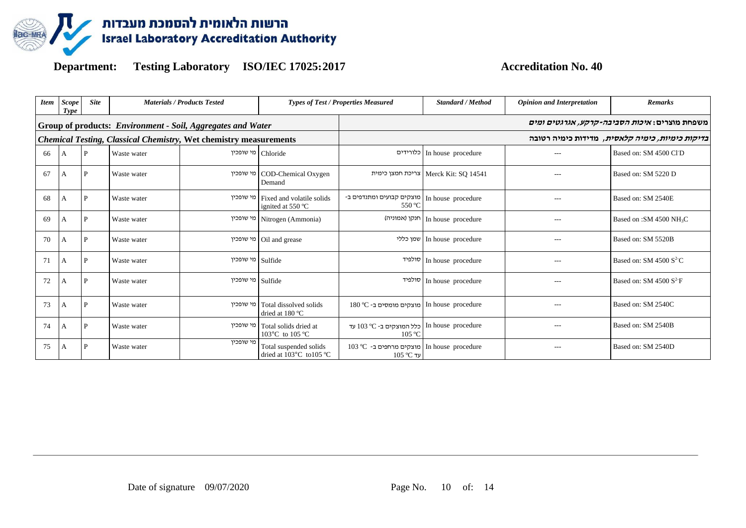# הרשות הלאומית להסמכת מעבדות
# Israel Laboratory Accreditation Authority

**Department: Testing Laboratory ISO/IEC 17025:2017 Accreditation No. 40**

| *Item* | *Scope Type* | *Site* | *Materials / Products Tested* | | *Types of Test / Properties Measured* | | *Standard / Method* | *Opinion and Interpretation* | *Remarks* |
|---|---|---|---|---|---|---|---|---|---|
| **Group of products:** ***Environment - Soil, Aggregates and Water*** | | | | | | ***משפחת מוצרים: איכות הסביבה-קרקע, אגרגטים ומים*** | | | |
| ***Chemical Testing, Classical Chemistry, Wet chemistry measurements*** | | | | | | ***בדיקות כימיות, כימיה קלאסית, מדידות כימיה רטובה*** | | | |
| 66 | A | P | Waste water | מי שופכין | Chloride | כלורידים | In house procedure | --- | Based on: SM 4500 $Cl^-$D |
| 67 | A | P | Waste water | מי שופכין | COD-Chemical Oxygen Demand | צריכת חמצן כימית | Merck Kit: SQ 14541 | --- | Based on: SM 5220 D |
| 68 | A | P | Waste water | מי שופכין | Fixed and volatile solids ignited at 550 ºC | מוצקים קבועים ומתנדפים ב- 550 ºC | In house procedure | --- | Based on: SM 2540E |
| 69 | A | P | Waste water | מי שופכין | Nitrogen (Ammonia) | חנקן (אמוניה) | In house procedure | --- | Based on :SM 4500 $NH_3$C |
| 70 | A | P | Waste water | מי שופכין | Oil and grease | שמן כללי | In house procedure | --- | Based on: SM 5520B |
| 71 | A | P | Waste water | מי שופכין | Sulfide | סולפיד | In house procedure | --- | Based on: SM 4500 $S^{2-}$C |
| 72 | A | P | Waste water | מי שופכין | Sulfide | סולפיד | In house procedure | --- | Based on: SM 4500 $S^{2-}$F |
| 73 | A | P | Waste water | מי שופכין | Total dissolved solids dried at 180 ºC | מוצקים מומסים ב- 180 ºC | In house procedure | --- | Based on: SM 2540C |
| 74 | A | P | Waste water | מי שופכין | Total solids dried at 103°C to 105 ºC | כלל המוצקים ב- 103 ºC עד 105 ºC | In house procedure | --- | Based on: SM 2540B |
| 75 | A | P | Waste water | מי שופכין | Total suspended solids dried at 103°C to105 ºC | מוצקים מרחפים ב- 103 ºC עד 105 ºC | In house procedure | --- | Based on: SM 2540D |

Date of signature 09/07/2020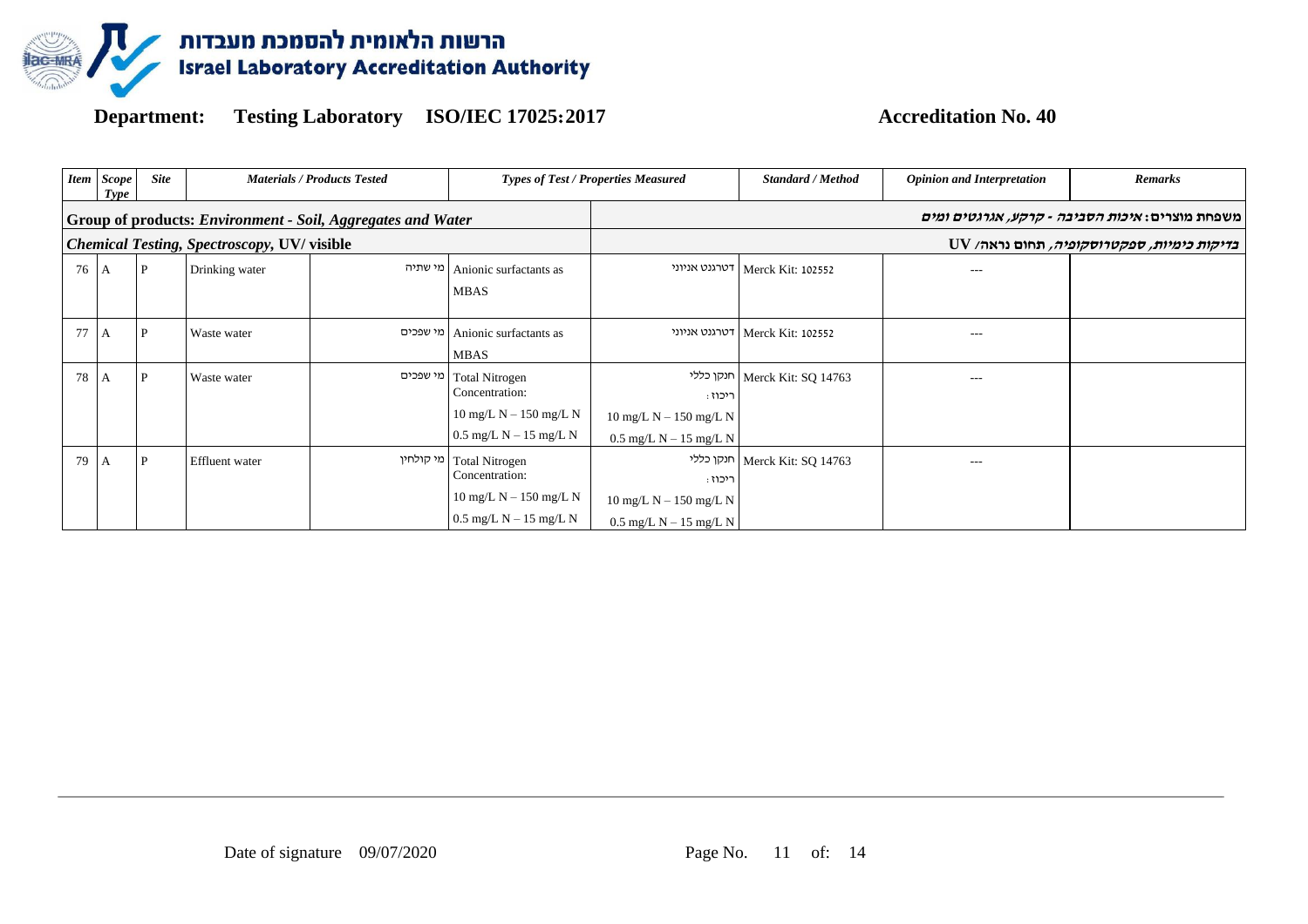# הרשות הלאומית להסמכת מעבדות
# Israel Laboratory Accreditation Authority

**Department: Testing Laboratory ISO/IEC 17025:2017 Accreditation No. 40**

| *Item* | *Scope Type* | *Site* | *Materials / Products Tested* | | *Types of Test / Properties Measured* | | *Standard / Method* | *Opinion and Interpretation* | *Remarks* |
|---|---|---|---|---|---|---|---|---|---|
| **Group of products: *Environment - Soil, Aggregates and Water*** | | | | | **משפחת מוצרים: *איכות הסביבה - קרקע, אגרגטים ומים*** | | | | |
| ***Chemical Testing, Spectroscopy,* UV/ visible** | | | | | ***בדיקות כימיות, ספקטרוסקופיה,* תחום נראה/ UV** | | | | |
| 76 | A | P | Drinking water | מי שתיה | Anionic surfactants as MBAS | דטרגנט אניוני | Merck Kit: 102552 | --- | |
| 77 | A | P | Waste water | מי שפכים | Anionic surfactants as MBAS | דטרגנט אניוני | Merck Kit: 102552 | --- | |
| 78 | A | P | Waste water | מי שפכים | Total Nitrogen Concentration: 10 mg/L N – 150 mg/L N 0.5 mg/L N – 15 mg/L N | חנקן כללי ריכוז: 10 mg/L N – 150 mg/L N 0.5 mg/L N – 15 mg/L N | Merck Kit: SQ 14763 | --- | |
| 79 | A | P | Effluent water | מי קולחין | Total Nitrogen Concentration: 10 mg/L N – 150 mg/L N 0.5 mg/L N – 15 mg/L N | חנקן כללי ריכוז: 10 mg/L N – 150 mg/L N 0.5 mg/L N – 15 mg/L N | Merck Kit: SQ 14763 | --- | |

Date of signature 09/07/2020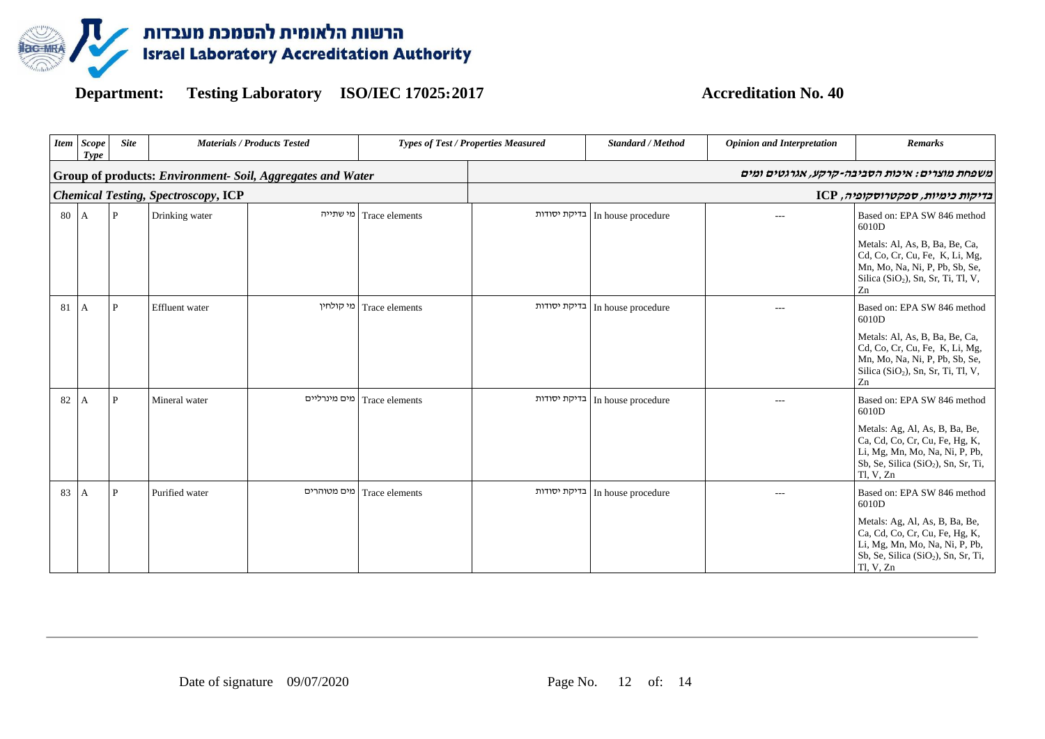# הרשות הלאומית להסמכת מעבדות
# Israel Laboratory Accreditation Authority

**Department: Testing Laboratory ISO/IEC 17025:2017** **Accreditation No. 40**

| *Item* | *Scope Type* | *Site* | *Materials / Products Tested* | | *Types of Test / Properties Measured* | | *Standard / Method* | *Opinion and Interpretation* | *Remarks* |
|---|---|---|---|---|---|---|---|---|---|
| **Group of products: *Environment- Soil, Aggregates and Water*** | | | | | ***משפחת מוצרים: איכות הסביבה-קרקע, אגרגטים ומים*** | | | | |
| ***Chemical Testing, Spectroscopy,* ICP** | | | | | ***בדיקות כימיות, ספקטרוסקופיה,* ICP** | | | | |
| 80 | A | P | Drinking water | מי שתייה | Trace elements | בדיקת יסודות | In house procedure | --- | Based on: EPA SW 846 method 6010D<br>Metals: Al, As, B, Ba, Be, Ca, Cd, Co, Cr, Cu, Fe, K, Li, Mg, Mn, Mo, Na, Ni, P, Pb, Sb, Se, Silica ($SiO_2$), Sn, Sr, Ti, Tl, V, Zn |
| 81 | A | P | Effluent water | מי קולחין | Trace elements | בדיקת יסודות | In house procedure | --- | Based on: EPA SW 846 method 6010D<br>Metals: Al, As, B, Ba, Be, Ca, Cd, Co, Cr, Cu, Fe, K, Li, Mg, Mn, Mo, Na, Ni, P, Pb, Sb, Se, Silica ($SiO_2$), Sn, Sr, Ti, Tl, V, Zn |
| 82 | A | P | Mineral water | מים מינרליים | Trace elements | בדיקת יסודות | In house procedure | --- | Based on: EPA SW 846 method 6010D<br>Metals: Ag, Al, As, B, Ba, Be, Ca, Cd, Co, Cr, Cu, Fe, Hg, K, Li, Mg, Mn, Mo, Na, Ni, P, Pb, Sb, Se, Silica ($SiO_2$), Sn, Sr, Ti, Tl, V, Zn |
| 83 | A | P | Purified water | מים מטוהרים | Trace elements | בדיקת יסודות | In house procedure | --- | Based on: EPA SW 846 method 6010D<br>Metals: Ag, Al, As, B, Ba, Be, Ca, Cd, Co, Cr, Cu, Fe, Hg, K, Li, Mg, Mn, Mo, Na, Ni, P, Pb, Sb, Se, Silica ($SiO_2$), Sn, Sr, Ti, Tl, V, Zn |

Date of signature 09/07/2020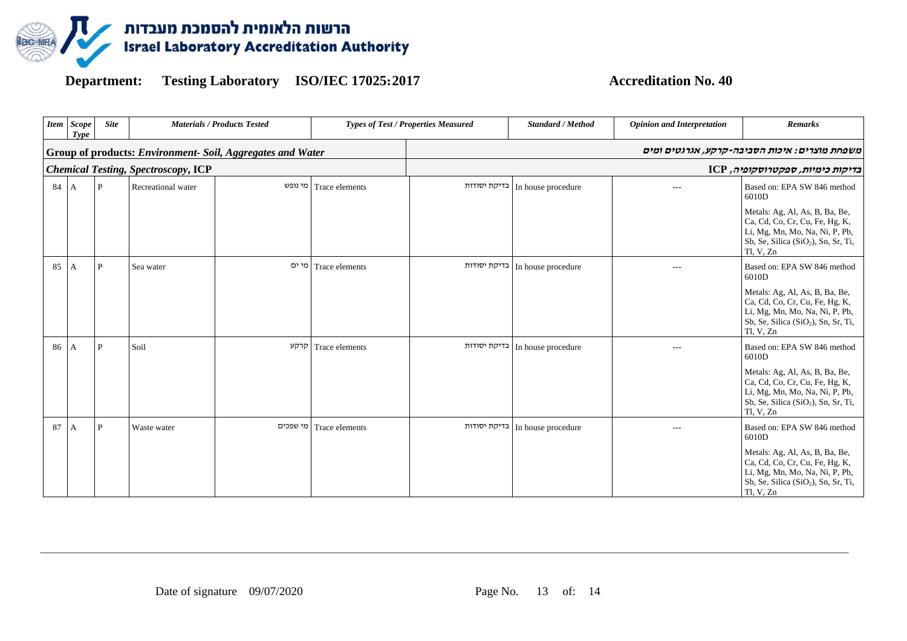# הרשות הלאומית להסמכת מעבדות
# Israel Laboratory Accreditation Authority

**Department: Testing Laboratory ISO/IEC 17025:2017 Accreditation No. 40**

| *Item* | *Scope Type* | *Site* | *Materials / Products Tested* | | *Types of Test / Properties Measured* | | *Standard / Method* | *Opinion and Interpretation* | *Remarks* |
|---|---|---|---|---|---|---|---|---|---|
| **Group of products: *Environment- Soil, Aggregates and Water*** | | | | | ***משפחת מוצרים: איכות הסביבה-קרקע, אגרגטים ומים*** | | | | |
| ***Chemical Testing, Spectroscopy*, ICP** | | | | | ***בדיקות כימיות, ספקטרוסקופיה*, ICP** | | | | |
| 84 | A | P | Recreational water | מי נופש | Trace elements | בדיקת יסודות | In house procedure | --- | Based on: EPA SW 846 method 6010D<br><br>Metals: Ag, Al, As, B, Ba, Be, Ca, Cd, Co, Cr, Cu, Fe, Hg, K, Li, Mg, Mn, Mo, Na, Ni, P, Pb, Sb, Se, Silica ($SiO_2$), Sn, Sr, Ti, Tl, V, Zn |
| 85 | A | P | Sea water | מי ים | Trace elements | בדיקת יסודות | In house procedure | --- | Based on: EPA SW 846 method 6010D<br><br>Metals: Ag, Al, As, B, Ba, Be, Ca, Cd, Co, Cr, Cu, Fe, Hg, K, Li, Mg, Mn, Mo, Na, Ni, P, Pb, Sb, Se, Silica ($SiO_2$), Sn, Sr, Ti, Tl, V, Zn |
| 86 | A | P | Soil | קרקע | Trace elements | בדיקת יסודות | In house procedure | --- | Based on: EPA SW 846 method 6010D<br><br>Metals: Ag, Al, As, B, Ba, Be, Ca, Cd, Co, Cr, Cu, Fe, Hg, K, Li, Mg, Mn, Mo, Na, Ni, P, Pb, Sb, Se, Silica ($SiO_2$), Sn, Sr, Ti, Tl, V, Zn |
| 87 | A | P | Waste water | מי שפכים | Trace elements | בדיקת יסודות | In house procedure | --- | Based on: EPA SW 846 method 6010D<br><br>Metals: Ag, Al, As, B, Ba, Be, Ca, Cd, Co, Cr, Cu, Fe, Hg, K, Li, Mg, Mn, Mo, Na, Ni, P, Pb, Sb, Se, Silica ($SiO_2$), Sn, Sr, Ti, Tl, V, Zn |

Date of signature 09/07/2020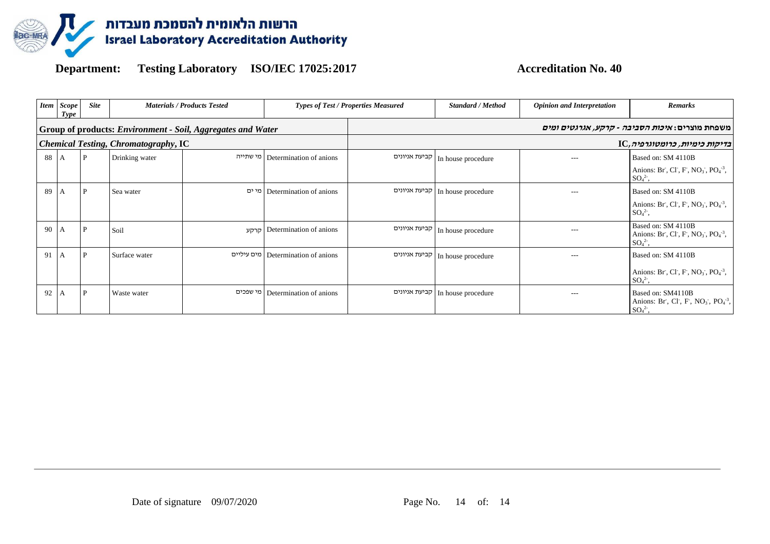**Department: Testing Laboratory ISO/IEC 17025:2017 Accreditation No. 40**

| Item | Scope Type | Site | Materials / Products Tested | | Types of Test / Properties Measured | | Standard / Method | Opinion and Interpretation | Remarks |
|---|---|---|---|---|---|---|---|---|---|
| **Group of products: *Environment - Soil, Aggregates and Water*** | | | | | ***משפחת מוצרים: איכות הסביבה - קרקע, אגרגטים ומים*** | | | | |
| ***Chemical Testing, Chromatography,* IC** | | | | | ***בדיקות כימיות, כרומטוגרפיה,* IC** | | | | |
| 88 | A | P | Drinking water | מי שתייה | Determination of anions | קביעת אניונים | In house procedure | --- | Based on: SM 4110B<br>Anions: $Br^-$, $Cl^-$, $F^-$, $NO_3^-$, $PO_4^{-3}$, $SO_4^{2-}$, |
| 89 | A | P | Sea water | מי ים | Determination of anions | קביעת אניונים | In house procedure | --- | Based on: SM 4110B<br>Anions: $Br^-$, $Cl^-$, $F^-$, $NO_3^-$, $PO_4^{-3}$, $SO_4^{2-}$, |
| 90 | A | P | Soil | קרקע | Determination of anions | קביעת אניונים | In house procedure | --- | Based on: SM 4110B<br>Anions: $Br^-$, $Cl^-$, $F^-$, $NO_3^-$, $PO_4^{-3}$, $SO_4^{2-}$, |
| 91 | A | P | Surface water | מים עיליים | Determination of anions | קביעת אניונים | In house procedure | --- | Based on: SM 4110B<br>Anions: $Br^-$, $Cl^-$, $F^-$, $NO_3^-$, $PO_4^{-3}$, $SO_4^{2-}$, |
| 92 | A | P | Waste water | מי שפכים | Determination of anions | קביעת אניונים | In house procedure | --- | Based on: SM4110B<br>Anions: $Br^-$, $Cl^-$, $F^-$, $NO_3^-$, $PO_4^{-3}$, $SO_4^{2-}$, |

Date of signature 09/07/2020